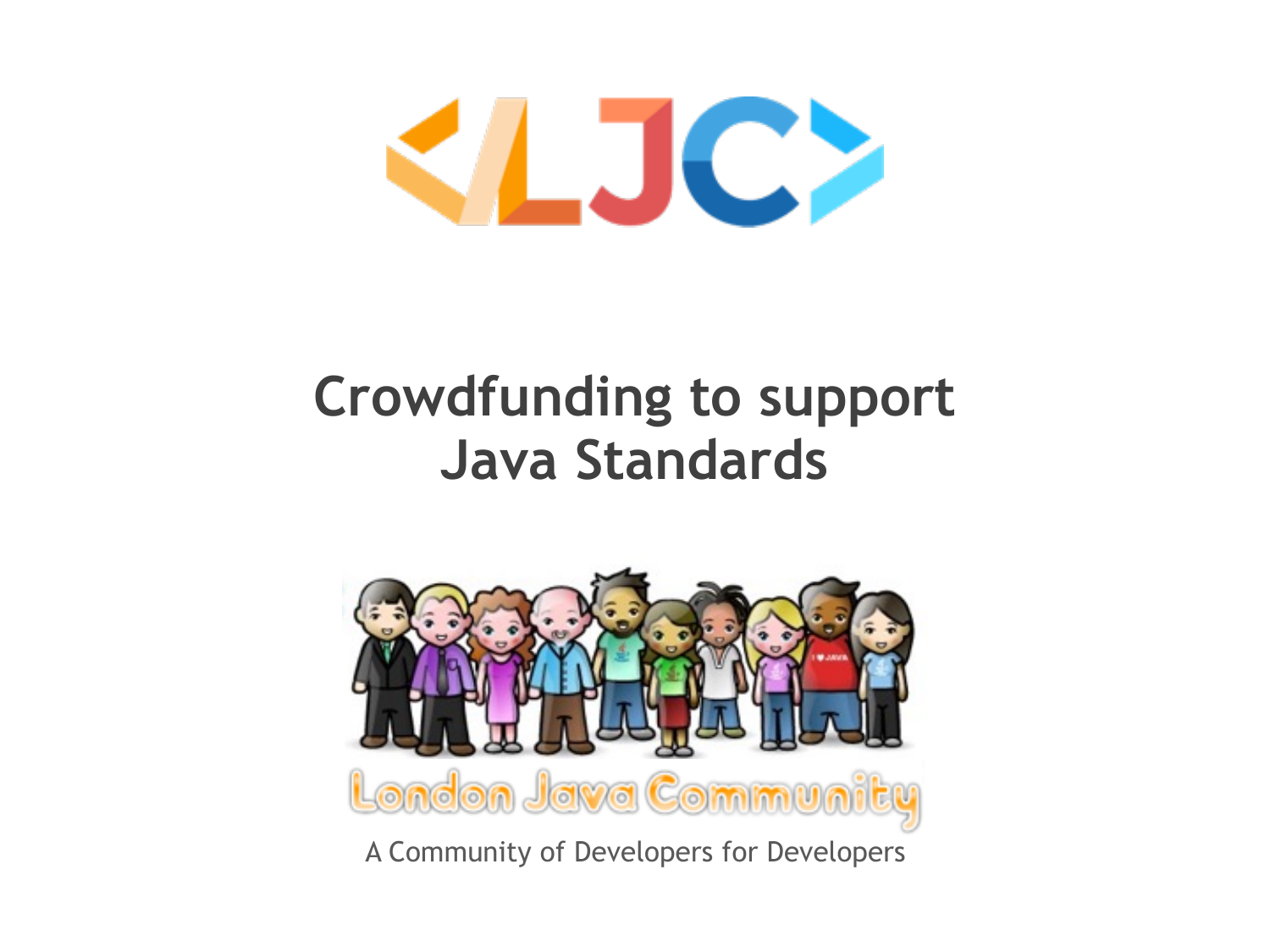# Crowdfunding to support Java Standards

London Java Community

A Community of Developers for Developers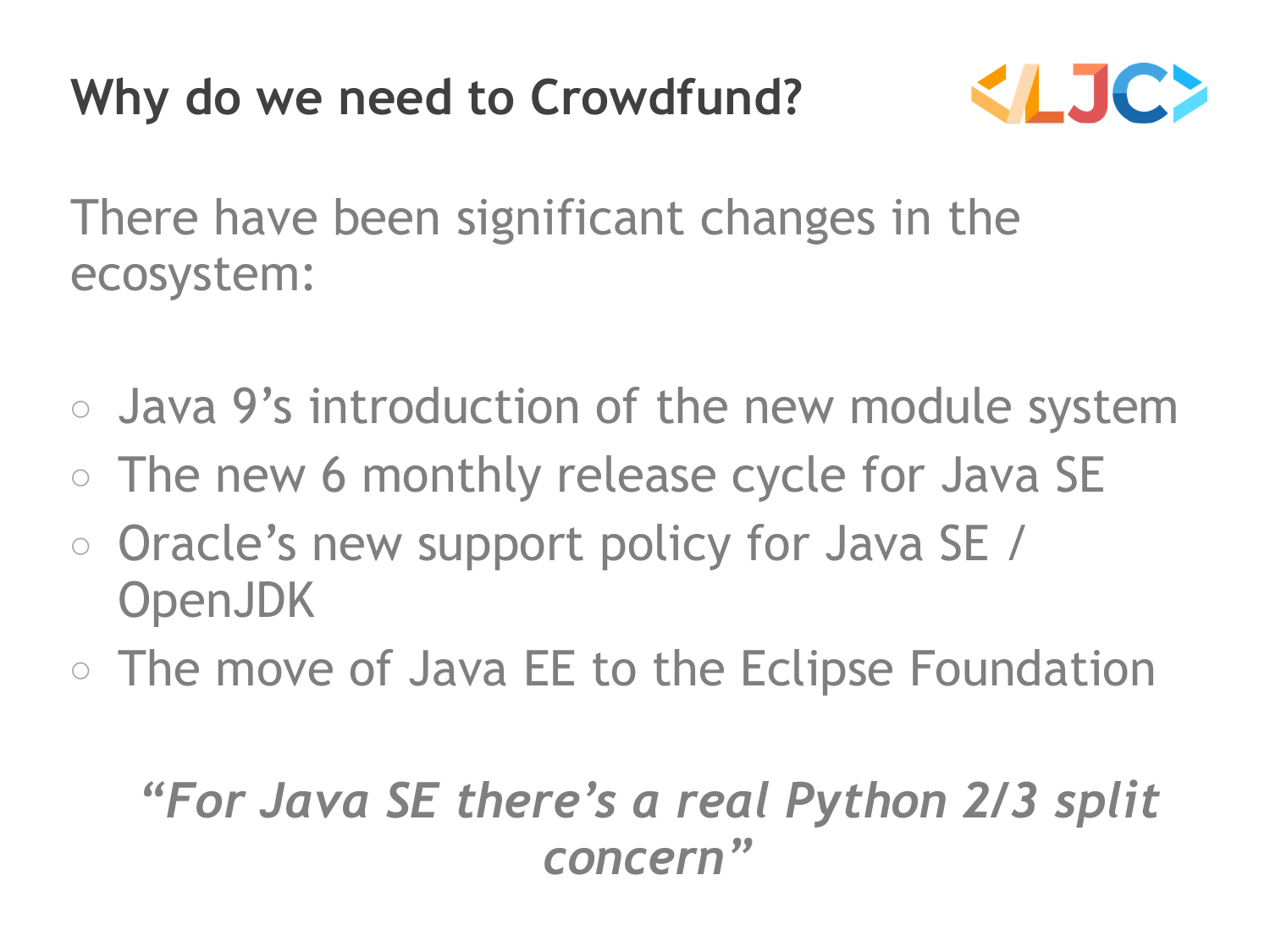# Why do we need to Crowdfund?

There have been significant changes in the ecosystem:

- Java 9's introduction of the new module system
- The new 6 monthly release cycle for Java SE
- Oracle's new support policy for Java SE / OpenJDK
- The move of Java EE to the Eclipse Foundation

***"For Java SE there's a real Python 2/3 split concern"***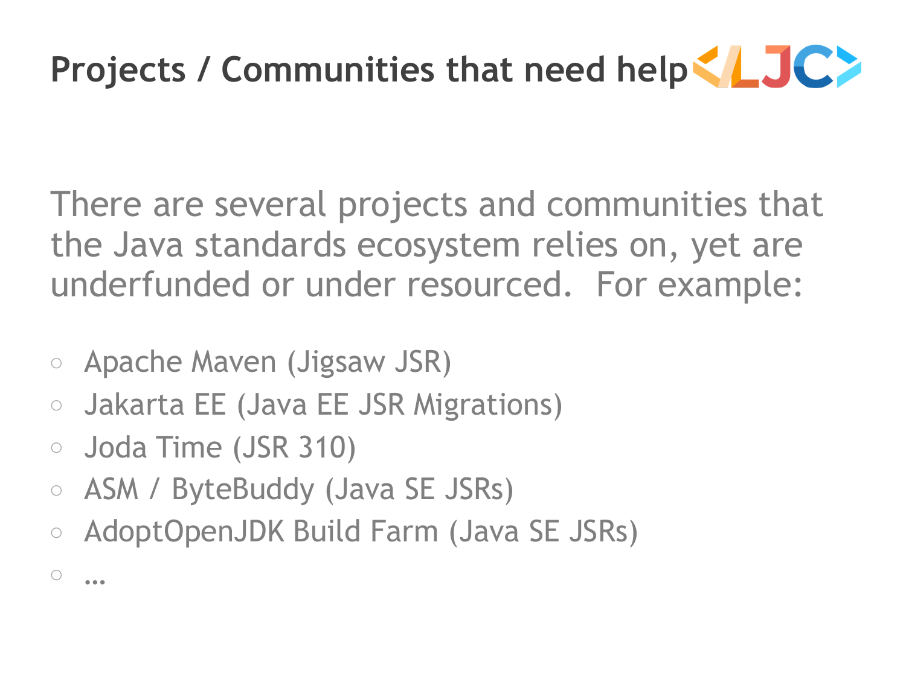# Projects / Communities that need help

There are several projects and communities that the Java standards ecosystem relies on, yet are underfunded or under resourced. For example:

- Apache Maven (Jigsaw JSR)
- Jakarta EE (Java EE JSR Migrations)
- Joda Time (JSR 310)
- ASM / ByteBuddy (Java SE JSRs)
- AdoptOpenJDK Build Farm (Java SE JSRs)
- ...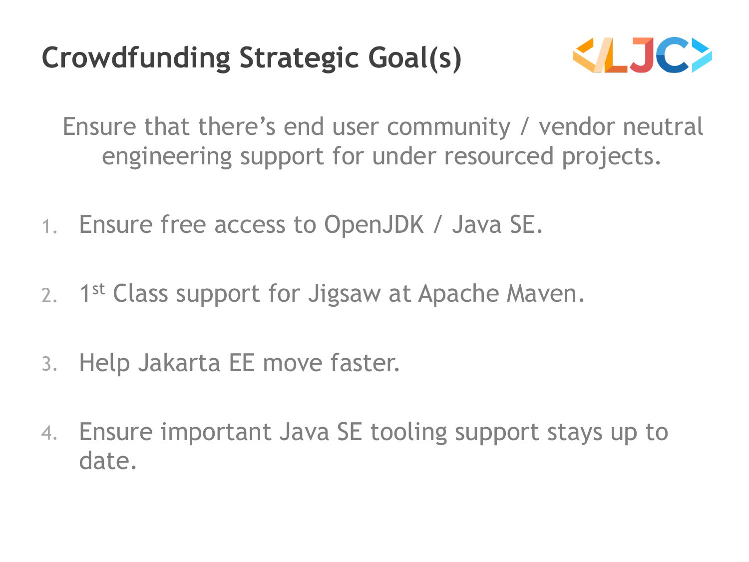# Crowdfunding Strategic Goal(s)

Ensure that there's end user community / vendor neutral engineering support for under resourced projects.

1. Ensure free access to OpenJDK / Java SE.
2. 1st Class support for Jigsaw at Apache Maven.
3. Help Jakarta EE move faster.
4. Ensure important Java SE tooling support stays up to date.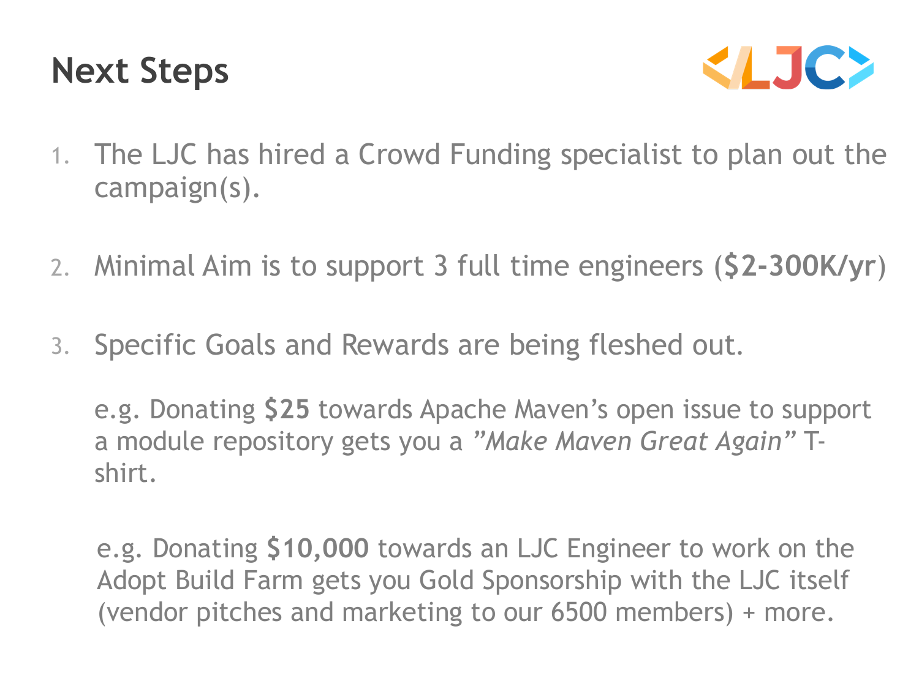# Next Steps

1. The LJC has hired a Crowd Funding specialist to plan out the campaign(s).
2. Minimal Aim is to support 3 full time engineers (**$2-300K/yr**)
3. Specific Goals and Rewards are being fleshed out.

   e.g. Donating **$25** towards Apache Maven's open issue to support a module repository gets you a *"Make Maven Great Again"* T-shirt.

   e.g. Donating **$10,000** towards an LJC Engineer to work on the Adopt Build Farm gets you Gold Sponsorship with the LJC itself (vendor pitches and marketing to our 6500 members) + more.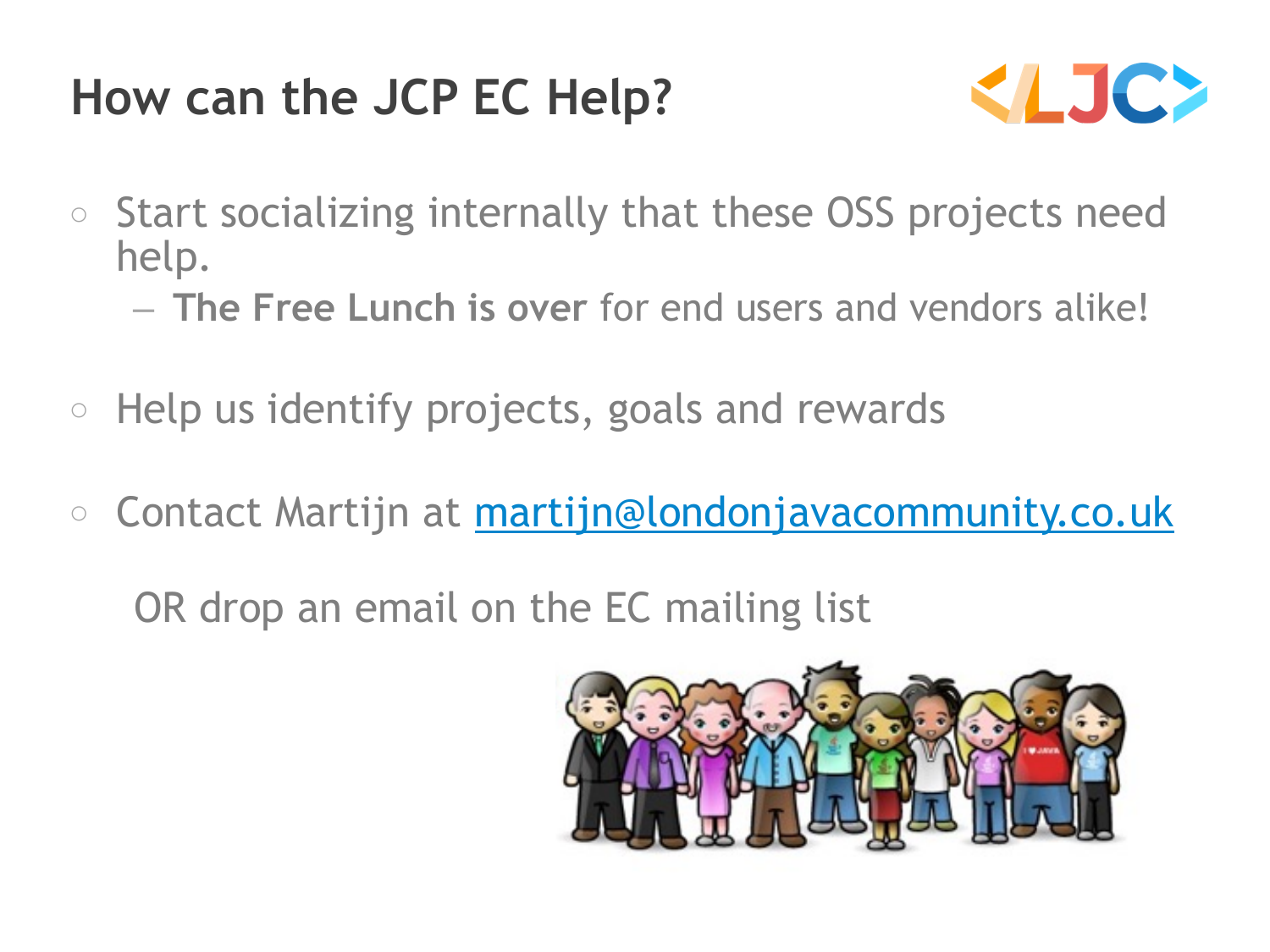# How can the JCP EC Help?

- Start socializing internally that these OSS projects need help.
  - **The Free Lunch is over** for end users and vendors alike!

- Help us identify projects, goals and rewards

- Contact Martijn at martijn@londonjavacommunity.co.uk

  OR drop an email on the EC mailing list